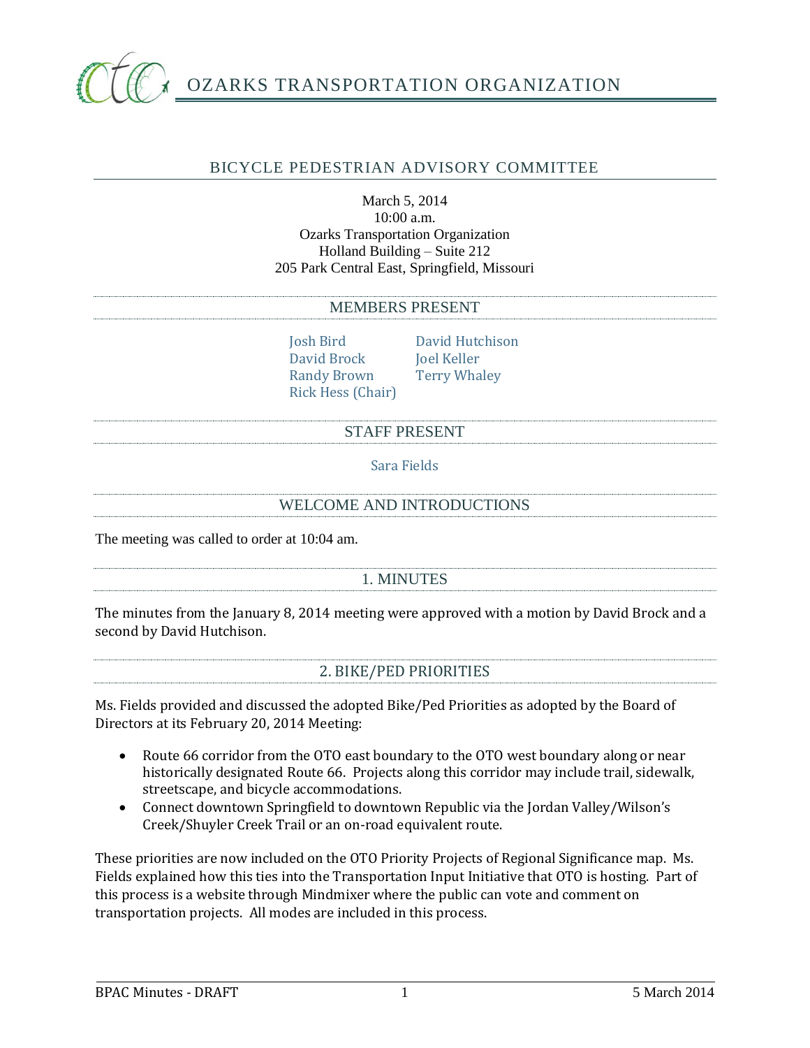# OZARKS TRANSPORTATION ORGANIZATION

## BICYCLE PEDESTRIAN ADVISORY COMMITTEE

March 5, 2014
10:00 a.m.
Ozarks Transportation Organization
Holland Building – Suite 212
205 Park Central East, Springfield, Missouri

### MEMBERS PRESENT

Josh Bird
David Brock
Randy Brown
Rick Hess (Chair)
David Hutchison
Joel Keller
Terry Whaley

### STAFF PRESENT

Sara Fields

### WELCOME AND INTRODUCTIONS

The meeting was called to order at 10:04 am.

### 1. MINUTES

The minutes from the January 8, 2014 meeting were approved with a motion by David Brock and a second by David Hutchison.

### 2. BIKE/PED PRIORITIES

Ms. Fields provided and discussed the adopted Bike/Ped Priorities as adopted by the Board of Directors at its February 20, 2014 Meeting:

- Route 66 corridor from the OTO east boundary to the OTO west boundary along or near historically designated Route 66. Projects along this corridor may include trail, sidewalk, streetscape, and bicycle accommodations.
- Connect downtown Springfield to downtown Republic via the Jordan Valley/Wilson's Creek/Shuyler Creek Trail or an on-road equivalent route.

These priorities are now included on the OTO Priority Projects of Regional Significance map. Ms. Fields explained how this ties into the Transportation Input Initiative that OTO is hosting. Part of this process is a website through Mindmixer where the public can vote and comment on transportation projects. All modes are included in this process.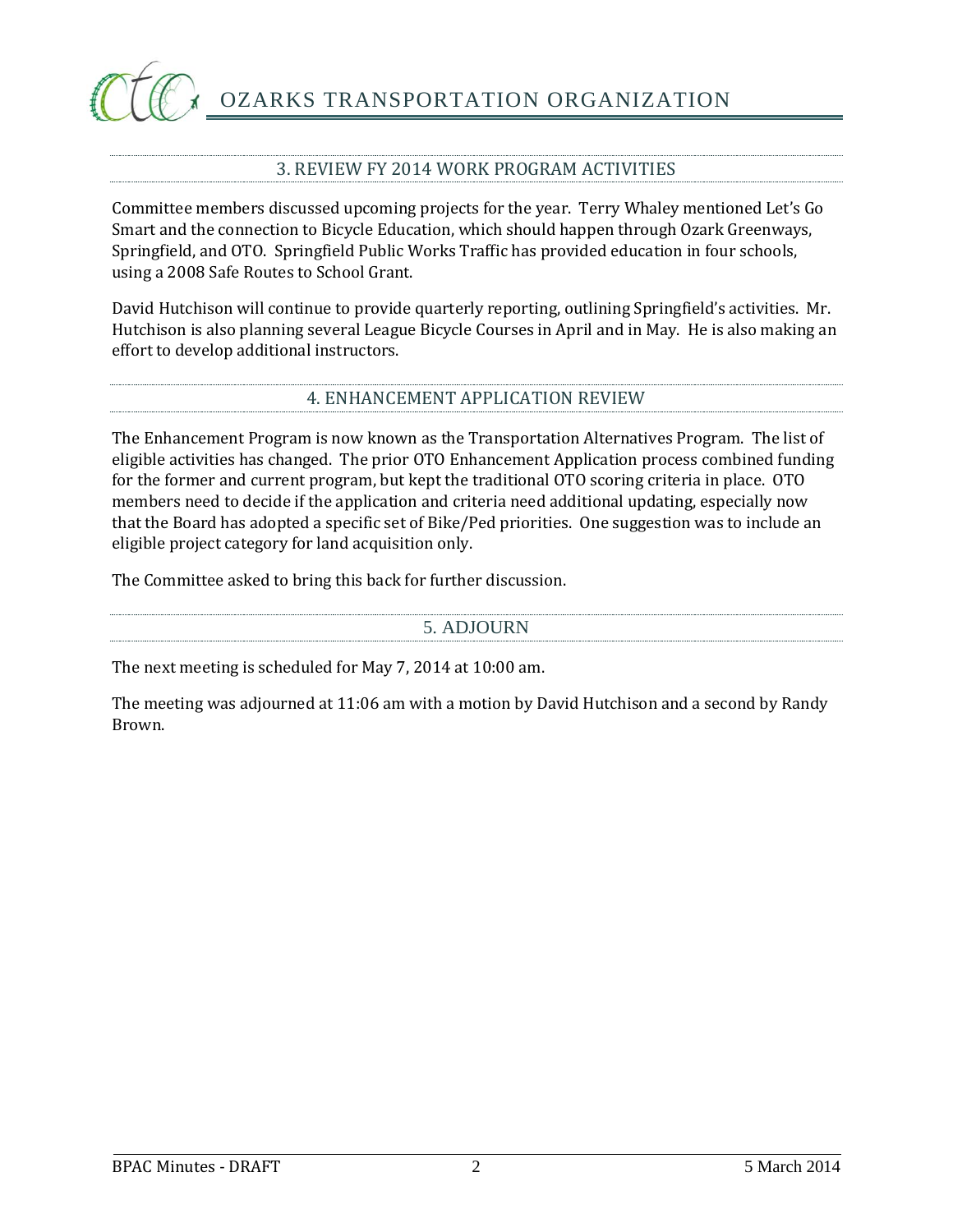## 3. REVIEW FY 2014 WORK PROGRAM ACTIVITIES

Committee members discussed upcoming projects for the year. Terry Whaley mentioned Let's Go Smart and the connection to Bicycle Education, which should happen through Ozark Greenways, Springfield, and OTO. Springfield Public Works Traffic has provided education in four schools, using a 2008 Safe Routes to School Grant.

David Hutchison will continue to provide quarterly reporting, outlining Springfield's activities. Mr. Hutchison is also planning several League Bicycle Courses in April and in May. He is also making an effort to develop additional instructors.

## 4. ENHANCEMENT APPLICATION REVIEW

The Enhancement Program is now known as the Transportation Alternatives Program. The list of eligible activities has changed. The prior OTO Enhancement Application process combined funding for the former and current program, but kept the traditional OTO scoring criteria in place. OTO members need to decide if the application and criteria need additional updating, especially now that the Board has adopted a specific set of Bike/Ped priorities. One suggestion was to include an eligible project category for land acquisition only.

The Committee asked to bring this back for further discussion.

## 5. ADJOURN

The next meeting is scheduled for May 7, 2014 at 10:00 am.

The meeting was adjourned at 11:06 am with a motion by David Hutchison and a second by Randy Brown.